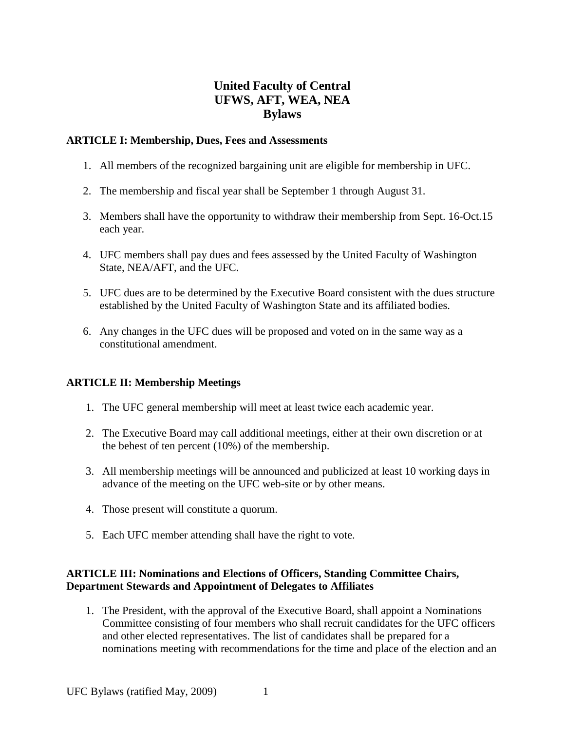# United Faculty of Central
# UFWS, AFT, WEA, NEA
# Bylaws

## ARTICLE I: Membership, Dues, Fees and Assessments

1. All members of the recognized bargaining unit are eligible for membership in UFC.

2. The membership and fiscal year shall be September 1 through August 31.

3. Members shall have the opportunity to withdraw their membership from Sept. 16-Oct.15 each year.

4. UFC members shall pay dues and fees assessed by the United Faculty of Washington State, NEA/AFT, and the UFC.

5. UFC dues are to be determined by the Executive Board consistent with the dues structure established by the United Faculty of Washington State and its affiliated bodies.

6. Any changes in the UFC dues will be proposed and voted on in the same way as a constitutional amendment.

## ARTICLE II: Membership Meetings

1. The UFC general membership will meet at least twice each academic year.

2. The Executive Board may call additional meetings, either at their own discretion or at the behest of ten percent (10%) of the membership.

3. All membership meetings will be announced and publicized at least 10 working days in advance of the meeting on the UFC web-site or by other means.

4. Those present will constitute a quorum.

5. Each UFC member attending shall have the right to vote.

## ARTICLE III: Nominations and Elections of Officers, Standing Committee Chairs, Department Stewards and Appointment of Delegates to Affiliates

1. The President, with the approval of the Executive Board, shall appoint a Nominations Committee consisting of four members who shall recruit candidates for the UFC officers and other elected representatives. The list of candidates shall be prepared for a nominations meeting with recommendations for the time and place of the election and an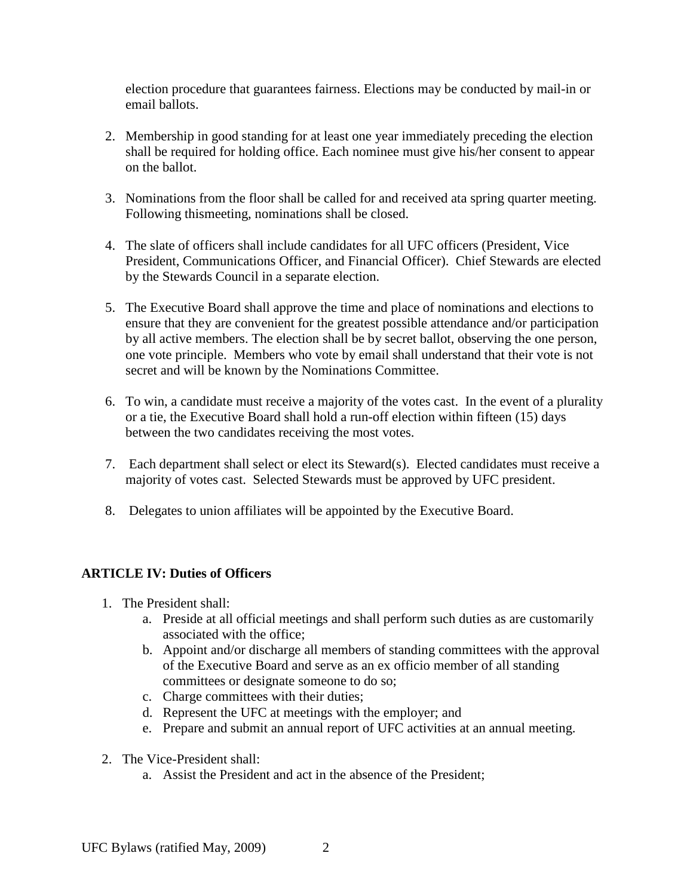election procedure that guarantees fairness. Elections may be conducted by mail-in or email ballots.

2. Membership in good standing for at least one year immediately preceding the election shall be required for holding office. Each nominee must give his/her consent to appear on the ballot.

3. Nominations from the floor shall be called for and received ata spring quarter meeting. Following thismeeting, nominations shall be closed.

4. The slate of officers shall include candidates for all UFC officers (President, Vice President, Communications Officer, and Financial Officer). Chief Stewards are elected by the Stewards Council in a separate election.

5. The Executive Board shall approve the time and place of nominations and elections to ensure that they are convenient for the greatest possible attendance and/or participation by all active members. The election shall be by secret ballot, observing the one person, one vote principle. Members who vote by email shall understand that their vote is not secret and will be known by the Nominations Committee.

6. To win, a candidate must receive a majority of the votes cast. In the event of a plurality or a tie, the Executive Board shall hold a run-off election within fifteen (15) days between the two candidates receiving the most votes.

7. Each department shall select or elect its Steward(s). Elected candidates must receive a majority of votes cast. Selected Stewards must be approved by UFC president.

8. Delegates to union affiliates will be appointed by the Executive Board.

**ARTICLE IV: Duties of Officers**

1. The President shall:
    a. Preside at all official meetings and shall perform such duties as are customarily associated with the office;
    b. Appoint and/or discharge all members of standing committees with the approval of the Executive Board and serve as an ex officio member of all standing committees or designate someone to do so;
    c. Charge committees with their duties;
    d. Represent the UFC at meetings with the employer; and
    e. Prepare and submit an annual report of UFC activities at an annual meeting.

2. The Vice-President shall:
    a. Assist the President and act in the absence of the President;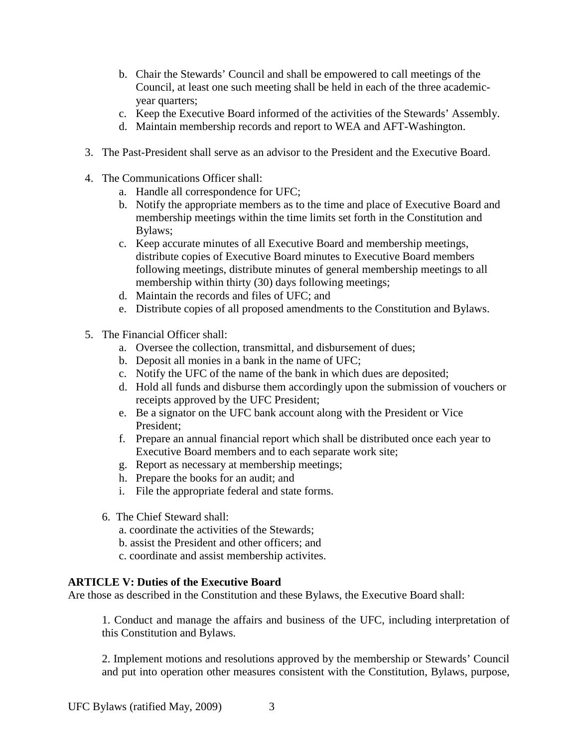b. Chair the Stewards' Council and shall be empowered to call meetings of the Council, at least one such meeting shall be held in each of the three academic-year quarters;
   c. Keep the Executive Board informed of the activities of the Stewards' Assembly.
   d. Maintain membership records and report to WEA and AFT-Washington.

3. The Past-President shall serve as an advisor to the President and the Executive Board.

4. The Communications Officer shall:
   a. Handle all correspondence for UFC;
   b. Notify the appropriate members as to the time and place of Executive Board and membership meetings within the time limits set forth in the Constitution and Bylaws;
   c. Keep accurate minutes of all Executive Board and membership meetings, distribute copies of Executive Board minutes to Executive Board members following meetings, distribute minutes of general membership meetings to all membership within thirty (30) days following meetings;
   d. Maintain the records and files of UFC; and
   e. Distribute copies of all proposed amendments to the Constitution and Bylaws.

5. The Financial Officer shall:
   a. Oversee the collection, transmittal, and disbursement of dues;
   b. Deposit all monies in a bank in the name of UFC;
   c. Notify the UFC of the name of the bank in which dues are deposited;
   d. Hold all funds and disburse them accordingly upon the submission of vouchers or receipts approved by the UFC President;
   e. Be a signator on the UFC bank account along with the President or Vice President;
   f. Prepare an annual financial report which shall be distributed once each year to Executive Board members and to each separate work site;
   g. Report as necessary at membership meetings;
   h. Prepare the books for an audit; and
   i. File the appropriate federal and state forms.

6. The Chief Steward shall:
   a. coordinate the activities of the Stewards;
   b. assist the President and other officers; and
   c. coordinate and assist membership activites.

**ARTICLE V: Duties of the Executive Board**

Are those as described in the Constitution and these Bylaws, the Executive Board shall:

1. Conduct and manage the affairs and business of the UFC, including interpretation of this Constitution and Bylaws.

2. Implement motions and resolutions approved by the membership or Stewards' Council and put into operation other measures consistent with the Constitution, Bylaws, purpose,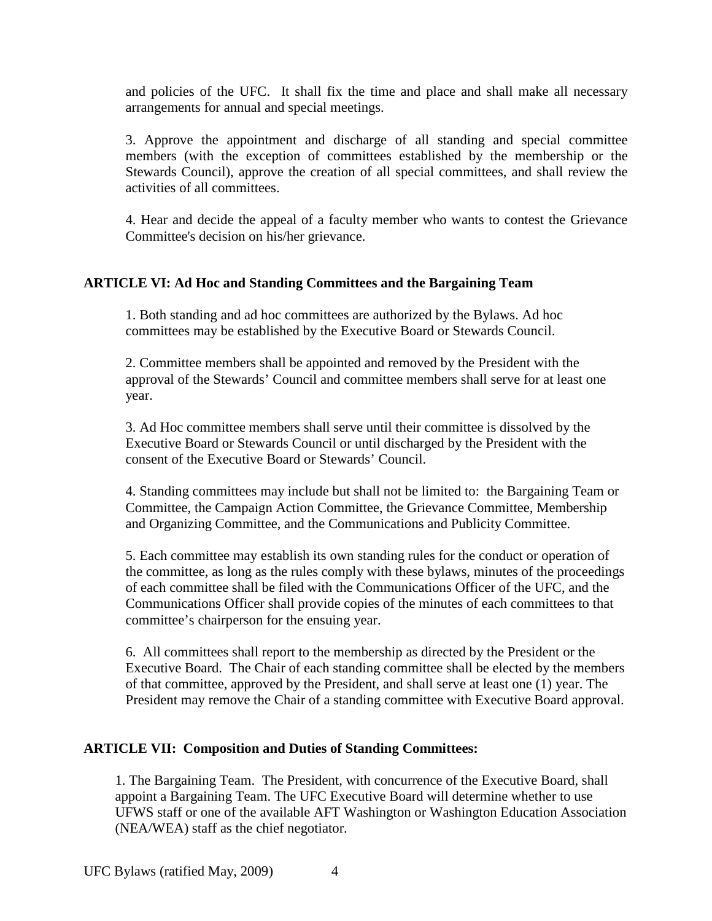and policies of the UFC. It shall fix the time and place and shall make all necessary arrangements for annual and special meetings.

3. Approve the appointment and discharge of all standing and special committee members (with the exception of committees established by the membership or the Stewards Council), approve the creation of all special committees, and shall review the activities of all committees.

4. Hear and decide the appeal of a faculty member who wants to contest the Grievance Committee's decision on his/her grievance.

## ARTICLE VI: Ad Hoc and Standing Committees and the Bargaining Team

1. Both standing and ad hoc committees are authorized by the Bylaws. Ad hoc committees may be established by the Executive Board or Stewards Council.

2. Committee members shall be appointed and removed by the President with the approval of the Stewards' Council and committee members shall serve for at least one year.

3. Ad Hoc committee members shall serve until their committee is dissolved by the Executive Board or Stewards Council or until discharged by the President with the consent of the Executive Board or Stewards' Council.

4. Standing committees may include but shall not be limited to: the Bargaining Team or Committee, the Campaign Action Committee, the Grievance Committee, Membership and Organizing Committee, and the Communications and Publicity Committee.

5. Each committee may establish its own standing rules for the conduct or operation of the committee, as long as the rules comply with these bylaws, minutes of the proceedings of each committee shall be filed with the Communications Officer of the UFC, and the Communications Officer shall provide copies of the minutes of each committees to that committee's chairperson for the ensuing year.

6. All committees shall report to the membership as directed by the President or the Executive Board. The Chair of each standing committee shall be elected by the members of that committee, approved by the President, and shall serve at least one (1) year. The President may remove the Chair of a standing committee with Executive Board approval.

## ARTICLE VII: Composition and Duties of Standing Committees:

1. The Bargaining Team. The President, with concurrence of the Executive Board, shall appoint a Bargaining Team. The UFC Executive Board will determine whether to use UFWS staff or one of the available AFT Washington or Washington Education Association (NEA/WEA) staff as the chief negotiator.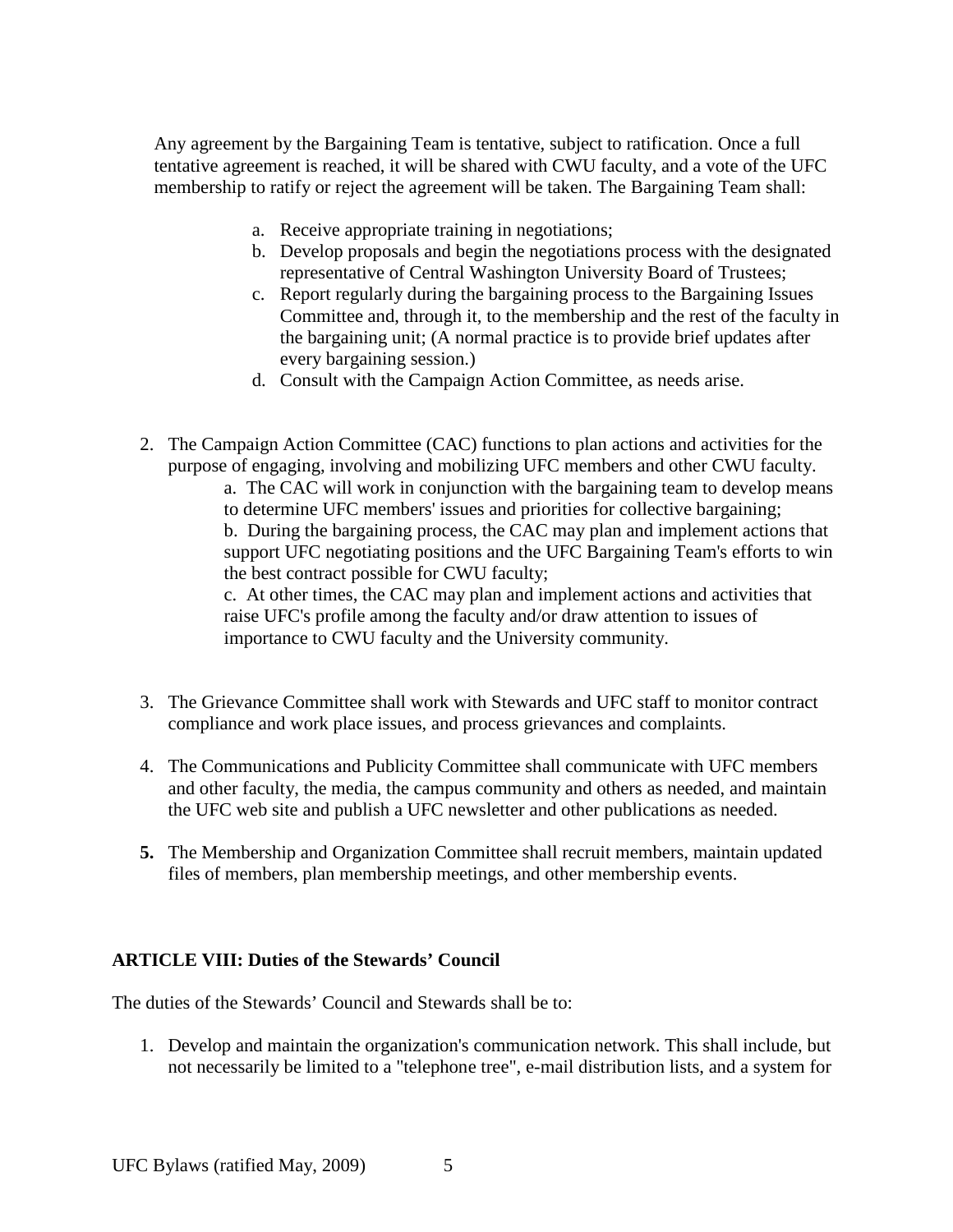Any agreement by the Bargaining Team is tentative, subject to ratification. Once a full tentative agreement is reached, it will be shared with CWU faculty, and a vote of the UFC membership to ratify or reject the agreement will be taken. The Bargaining Team shall:

a. Receive appropriate training in negotiations;
b. Develop proposals and begin the negotiations process with the designated representative of Central Washington University Board of Trustees;
c. Report regularly during the bargaining process to the Bargaining Issues Committee and, through it, to the membership and the rest of the faculty in the bargaining unit; (A normal practice is to provide brief updates after every bargaining session.)
d. Consult with the Campaign Action Committee, as needs arise.

2. The Campaign Action Committee (CAC) functions to plan actions and activities for the purpose of engaging, involving and mobilizing UFC members and other CWU faculty.
   a. The CAC will work in conjunction with the bargaining team to develop means to determine UFC members' issues and priorities for collective bargaining;
   b. During the bargaining process, the CAC may plan and implement actions that support UFC negotiating positions and the UFC Bargaining Team's efforts to win the best contract possible for CWU faculty;
   c. At other times, the CAC may plan and implement actions and activities that raise UFC's profile among the faculty and/or draw attention to issues of importance to CWU faculty and the University community.

3. The Grievance Committee shall work with Stewards and UFC staff to monitor contract compliance and work place issues, and process grievances and complaints.

4. The Communications and Publicity Committee shall communicate with UFC members and other faculty, the media, the campus community and others as needed, and maintain the UFC web site and publish a UFC newsletter and other publications as needed.

**5.** The Membership and Organization Committee shall recruit members, maintain updated files of members, plan membership meetings, and other membership events.

## ARTICLE VIII: Duties of the Stewards' Council

The duties of the Stewards' Council and Stewards shall be to:

1. Develop and maintain the organization's communication network. This shall include, but not necessarily be limited to a "telephone tree", e-mail distribution lists, and a system for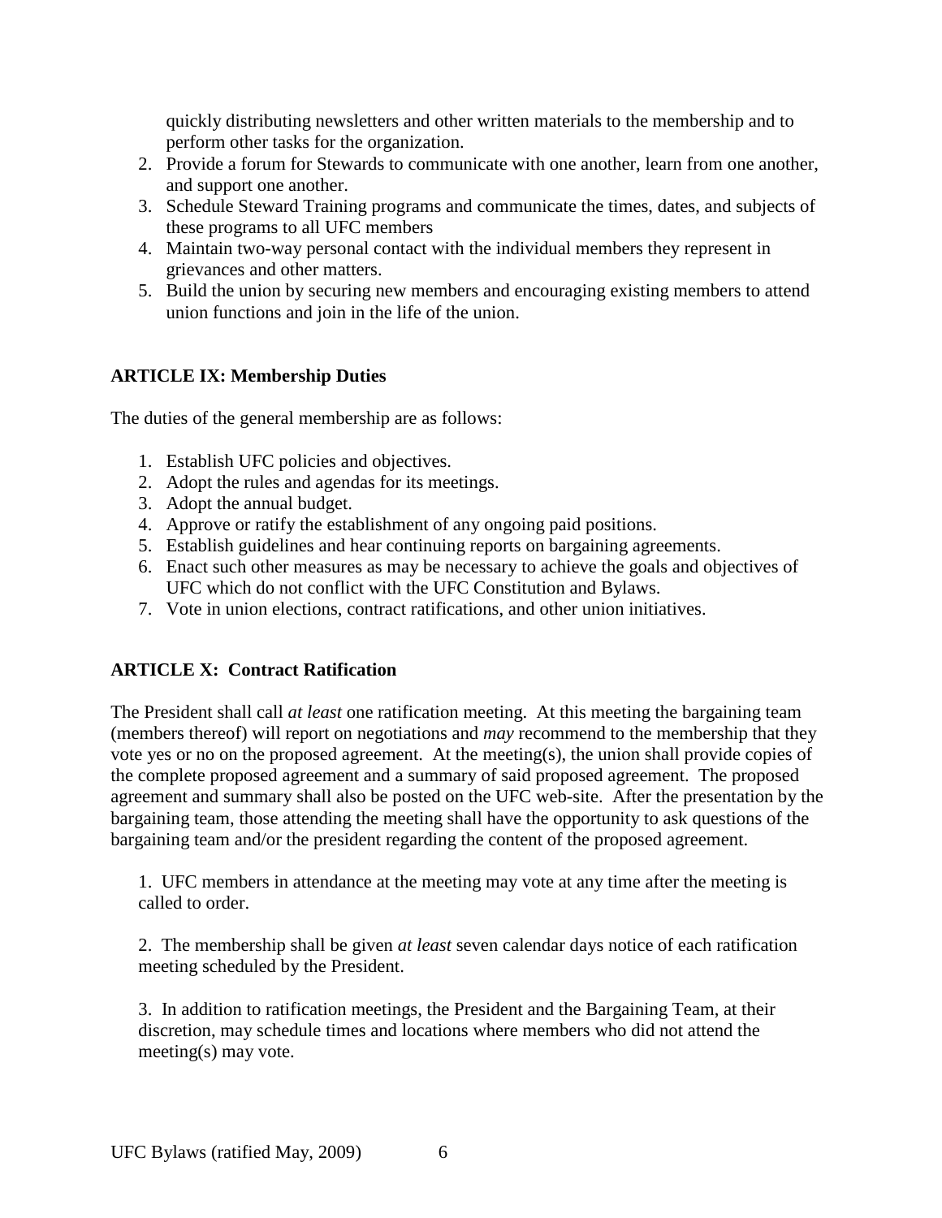quickly distributing newsletters and other written materials to the membership and to perform other tasks for the organization.

2. Provide a forum for Stewards to communicate with one another, learn from one another, and support one another.
3. Schedule Steward Training programs and communicate the times, dates, and subjects of these programs to all UFC members
4. Maintain two-way personal contact with the individual members they represent in grievances and other matters.
5. Build the union by securing new members and encouraging existing members to attend union functions and join in the life of the union.

## ARTICLE IX: Membership Duties

The duties of the general membership are as follows:

1. Establish UFC policies and objectives.
2. Adopt the rules and agendas for its meetings.
3. Adopt the annual budget.
4. Approve or ratify the establishment of any ongoing paid positions.
5. Establish guidelines and hear continuing reports on bargaining agreements.
6. Enact such other measures as may be necessary to achieve the goals and objectives of UFC which do not conflict with the UFC Constitution and Bylaws.
7. Vote in union elections, contract ratifications, and other union initiatives.

## ARTICLE X: Contract Ratification

The President shall call *at least* one ratification meeting. At this meeting the bargaining team (members thereof) will report on negotiations and *may* recommend to the membership that they vote yes or no on the proposed agreement. At the meeting(s), the union shall provide copies of the complete proposed agreement and a summary of said proposed agreement. The proposed agreement and summary shall also be posted on the UFC web-site. After the presentation by the bargaining team, those attending the meeting shall have the opportunity to ask questions of the bargaining team and/or the president regarding the content of the proposed agreement.

1. UFC members in attendance at the meeting may vote at any time after the meeting is called to order.

2. The membership shall be given *at least* seven calendar days notice of each ratification meeting scheduled by the President.

3. In addition to ratification meetings, the President and the Bargaining Team, at their discretion, may schedule times and locations where members who did not attend the meeting(s) may vote.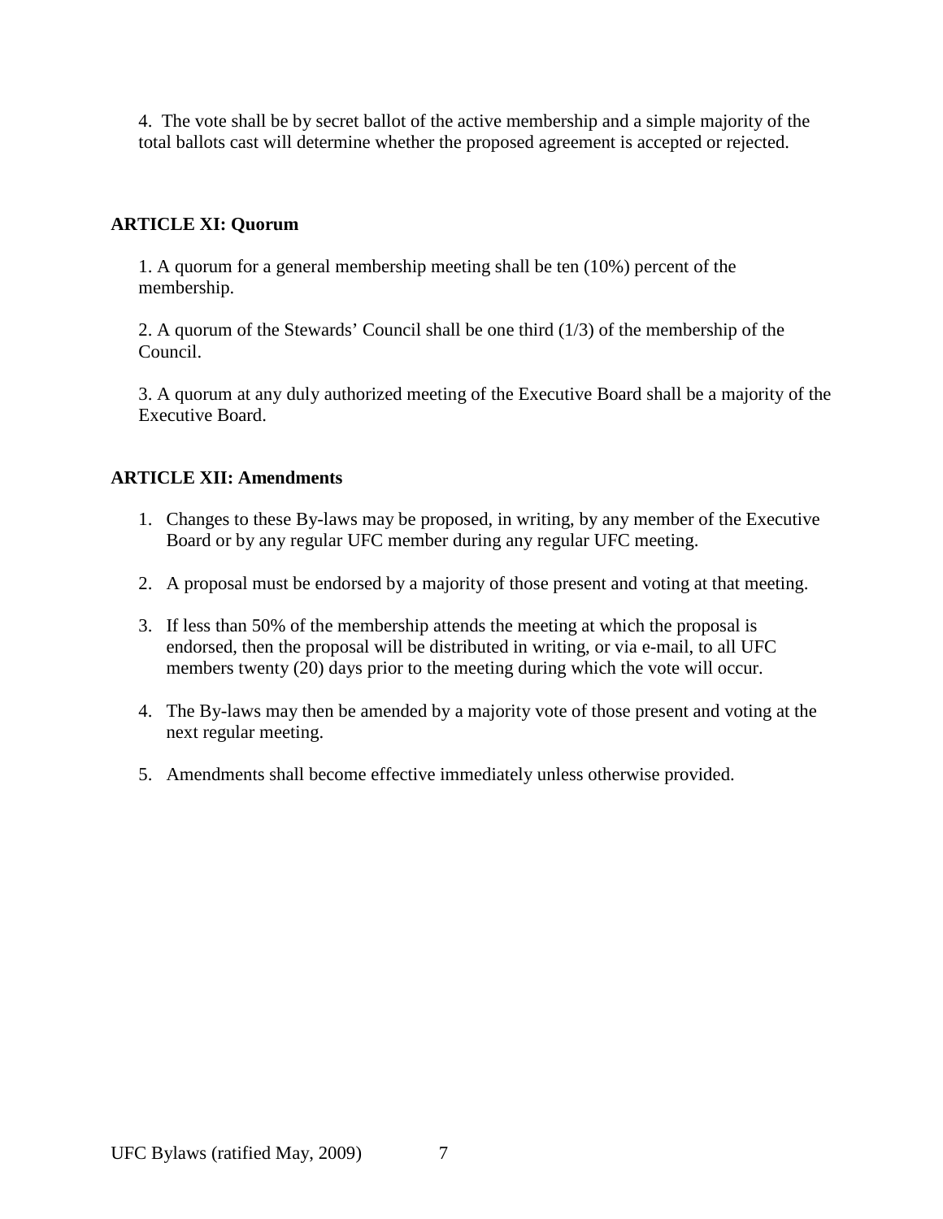4. The vote shall be by secret ballot of the active membership and a simple majority of the total ballots cast will determine whether the proposed agreement is accepted or rejected.

**ARTICLE XI: Quorum**

1. A quorum for a general membership meeting shall be ten (10%) percent of the membership.

2. A quorum of the Stewards' Council shall be one third (1/3) of the membership of the Council.

3. A quorum at any duly authorized meeting of the Executive Board shall be a majority of the Executive Board.

**ARTICLE XII: Amendments**

1. Changes to these By-laws may be proposed, in writing, by any member of the Executive Board or by any regular UFC member during any regular UFC meeting.

2. A proposal must be endorsed by a majority of those present and voting at that meeting.

3. If less than 50% of the membership attends the meeting at which the proposal is endorsed, then the proposal will be distributed in writing, or via e-mail, to all UFC members twenty (20) days prior to the meeting during which the vote will occur.

4. The By-laws may then be amended by a majority vote of those present and voting at the next regular meeting.

5. Amendments shall become effective immediately unless otherwise provided.